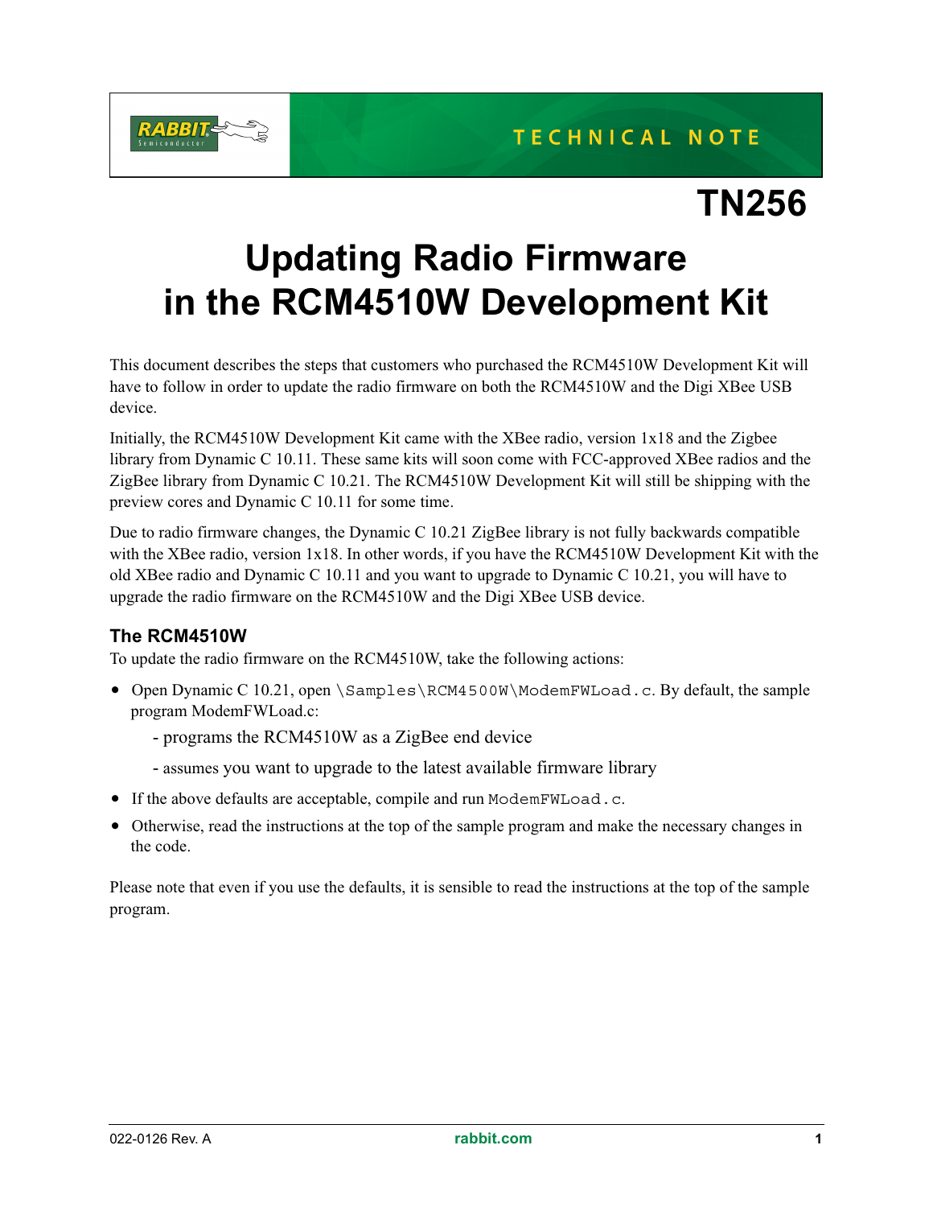TECHNICAL NOTE

# TN256

# Updating Radio Firmware in the RCM4510W Development Kit

This document describes the steps that customers who purchased the RCM4510W Development Kit will have to follow in order to update the radio firmware on both the RCM4510W and the Digi XBee USB device.

Initially, the RCM4510W Development Kit came with the XBee radio, version 1x18 and the Zigbee library from Dynamic C 10.11. These same kits will soon come with FCC-approved XBee radios and the ZigBee library from Dynamic C 10.21. The RCM4510W Development Kit will still be shipping with the preview cores and Dynamic C 10.11 for some time.

Due to radio firmware changes, the Dynamic C 10.21 ZigBee library is not fully backwards compatible with the XBee radio, version 1x18. In other words, if you have the RCM4510W Development Kit with the old XBee radio and Dynamic C 10.11 and you want to upgrade to Dynamic C 10.21, you will have to upgrade the radio firmware on the RCM4510W and the Digi XBee USB device.

## The RCM4510W

To update the radio firmware on the RCM4510W, take the following actions:

- Open Dynamic C 10.21, open `\Samples\RCM4500W\ModemFWLoad.c`. By default, the sample program ModemFWLoad.c:
  - programs the RCM4510W as a ZigBee end device
  - assumes you want to upgrade to the latest available firmware library
- If the above defaults are acceptable, compile and run `ModemFWLoad.c`.
- Otherwise, read the instructions at the top of the sample program and make the necessary changes in the code.

Please note that even if you use the defaults, it is sensible to read the instructions at the top of the sample program.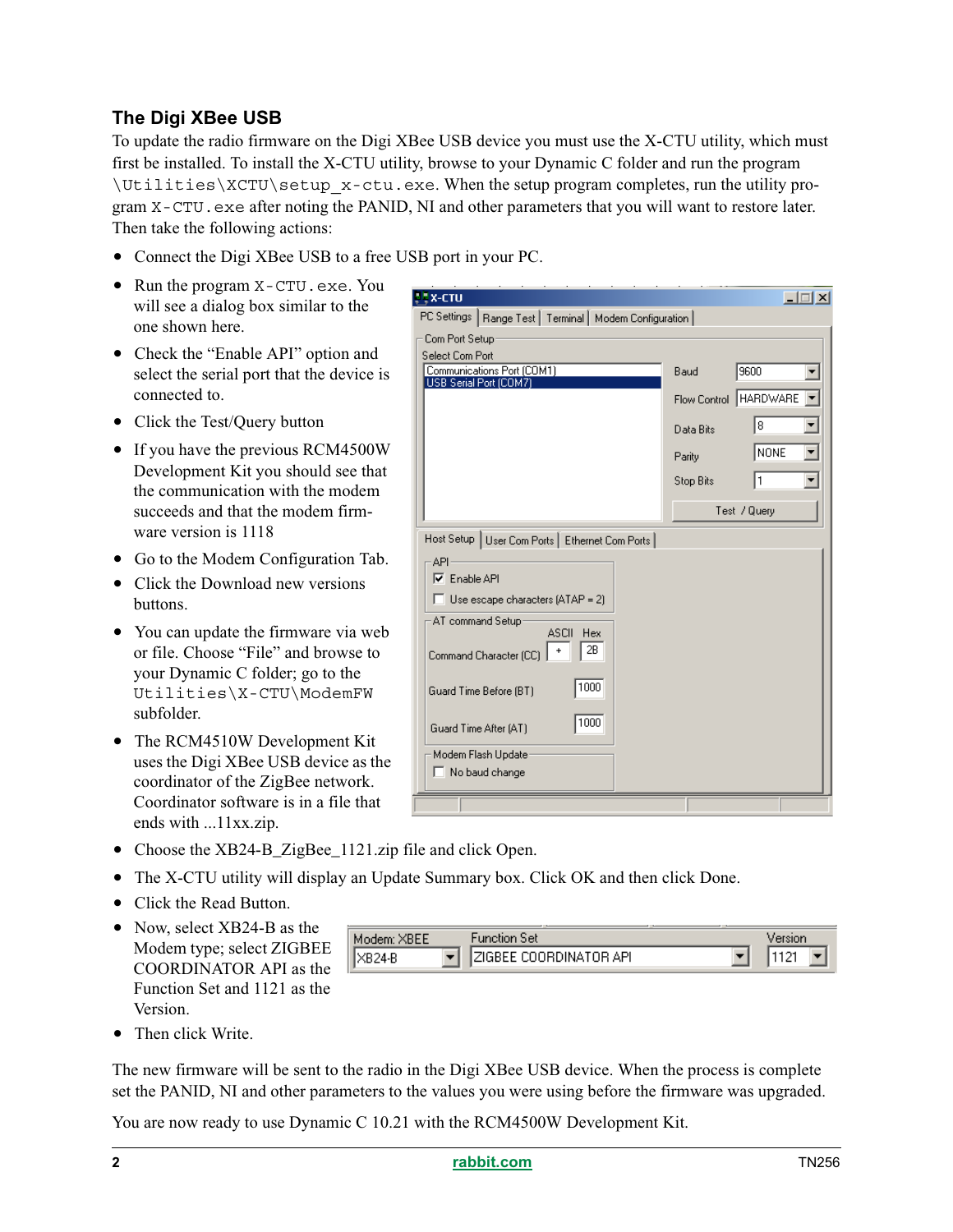## The Digi XBee USB

To update the radio firmware on the Digi XBee USB device you must use the X-CTU utility, which must first be installed. To install the X-CTU utility, browse to your Dynamic C folder and run the program `\Utilities\XCTU\setup_x-ctu.exe`. When the setup program completes, run the utility program `X-CTU.exe` after noting the PANID, NI and other parameters that you will want to restore later. Then take the following actions:

- Connect the Digi XBee USB to a free USB port in your PC.
- Run the program `X-CTU.exe`. You will see a dialog box similar to the one shown here.
- Check the "Enable API" option and select the serial port that the device is connected to.
- Click the Test/Query button
- If you have the previous RCM4500W Development Kit you should see that the communication with the modem succeeds and that the modem firmware version is 1118
- Go to the Modem Configuration Tab.
- Click the Download new versions buttons.
- You can update the firmware via web or file. Choose "File" and browse to your Dynamic C folder; go to the `Utilities\X-CTU\ModemFW` subfolder.
- The RCM4510W Development Kit uses the Digi XBee USB device as the coordinator of the ZigBee network. Coordinator software is in a file that ends with ...11xx.zip.
- Choose the XB24-B_ZigBee_1121.zip file and click Open.
- The X-CTU utility will display an Update Summary box. Click OK and then click Done.
- Click the Read Button.
- Now, select XB24-B as the Modem type; select ZIGBEE COORDINATOR API as the Function Set and 1121 as the Version.
- Then click Write.

The new firmware will be sent to the radio in the Digi XBee USB device. When the process is complete set the PANID, NI and other parameters to the values you were using before the firmware was upgraded.

You are now ready to use Dynamic C 10.21 with the RCM4500W Development Kit.